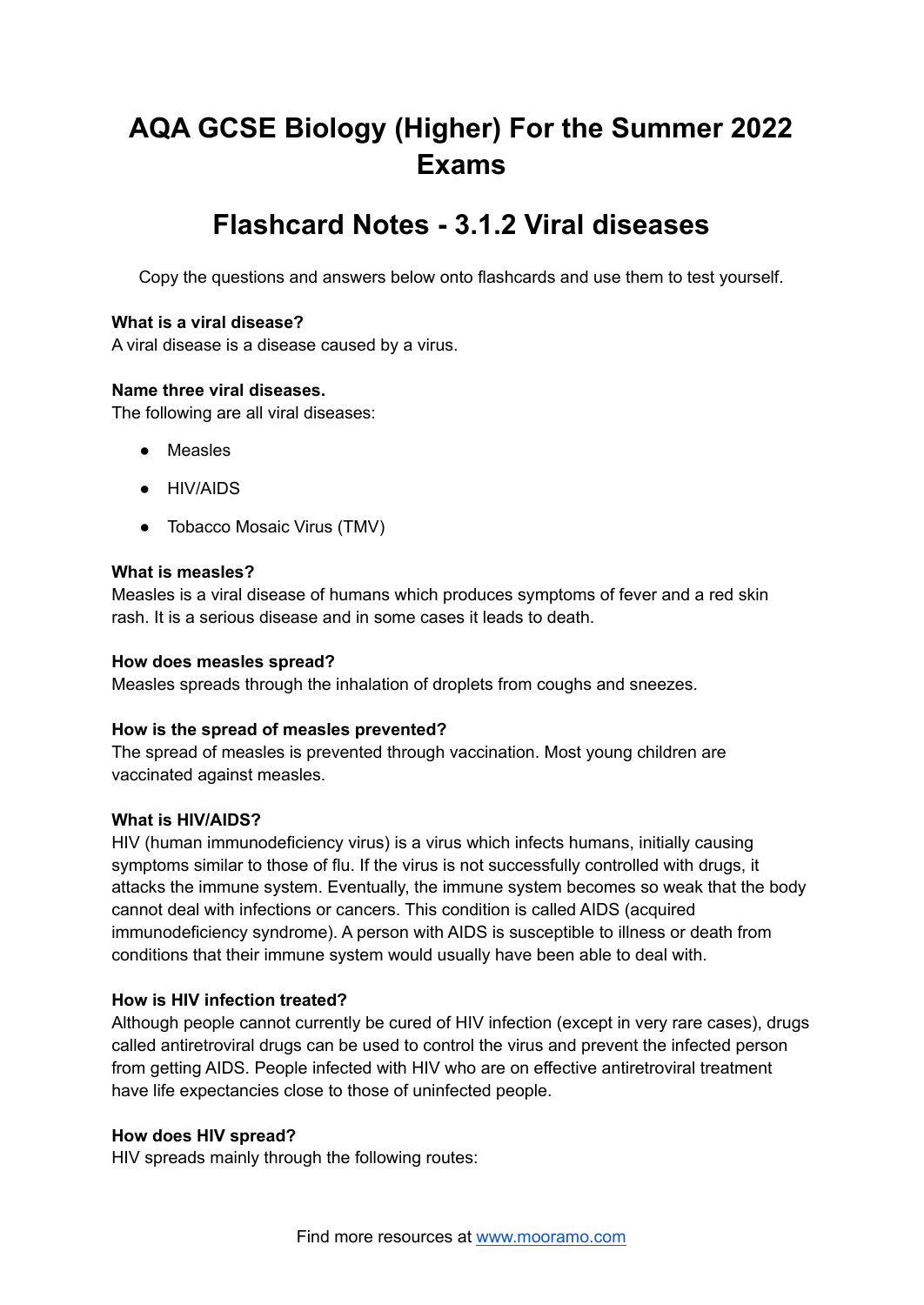# AQA GCSE Biology (Higher) For the Summer 2022 Exams

# Flashcard Notes - 3.1.2 Viral diseases

Copy the questions and answers below onto flashcards and use them to test yourself.

**What is a viral disease?**
A viral disease is a disease caused by a virus.

**Name three viral diseases.**
The following are all viral diseases:

- Measles
- HIV/AIDS
- Tobacco Mosaic Virus (TMV)

**What is measles?**
Measles is a viral disease of humans which produces symptoms of fever and a red skin rash. It is a serious disease and in some cases it leads to death.

**How does measles spread?**
Measles spreads through the inhalation of droplets from coughs and sneezes.

**How is the spread of measles prevented?**
The spread of measles is prevented through vaccination. Most young children are vaccinated against measles.

**What is HIV/AIDS?**
HIV (human immunodeficiency virus) is a virus which infects humans, initially causing symptoms similar to those of flu. If the virus is not successfully controlled with drugs, it attacks the immune system. Eventually, the immune system becomes so weak that the body cannot deal with infections or cancers. This condition is called AIDS (acquired immunodeficiency syndrome). A person with AIDS is susceptible to illness or death from conditions that their immune system would usually have been able to deal with.

**How is HIV infection treated?**
Although people cannot currently be cured of HIV infection (except in very rare cases), drugs called antiretroviral drugs can be used to control the virus and prevent the infected person from getting AIDS. People infected with HIV who are on effective antiretroviral treatment have life expectancies close to those of uninfected people.

**How does HIV spread?**
HIV spreads mainly through the following routes: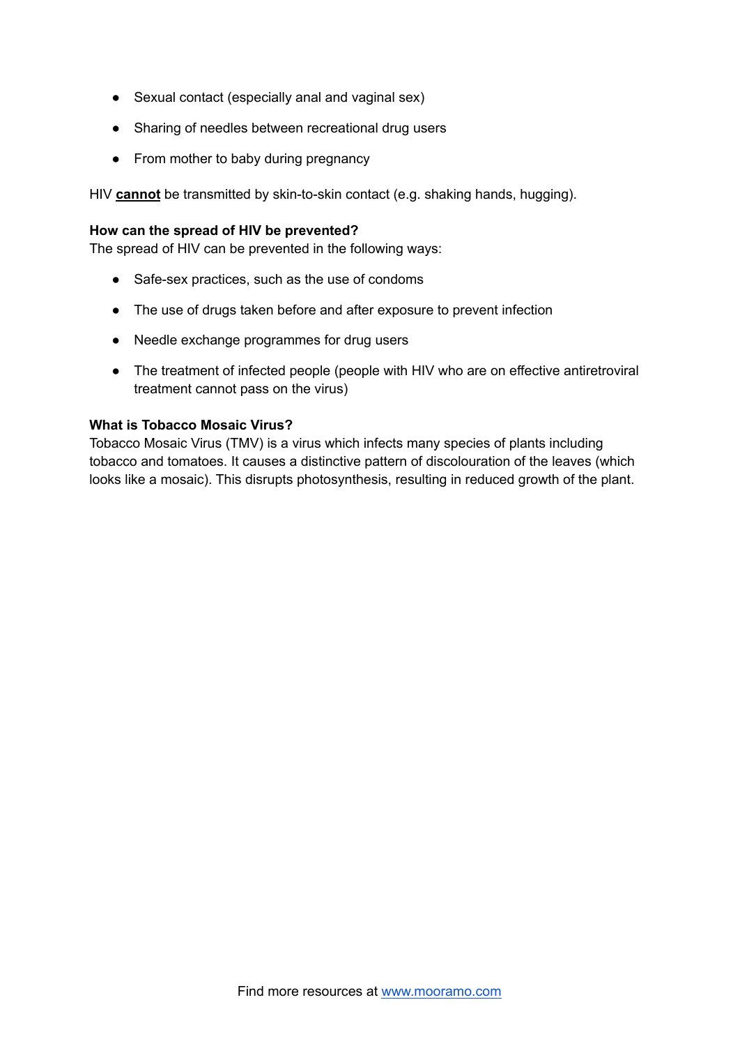- Sexual contact (especially anal and vaginal sex)
- Sharing of needles between recreational drug users
- From mother to baby during pregnancy

HIV **cannot** be transmitted by skin-to-skin contact (e.g. shaking hands, hugging).

**How can the spread of HIV be prevented?**

The spread of HIV can be prevented in the following ways:

- Safe-sex practices, such as the use of condoms
- The use of drugs taken before and after exposure to prevent infection
- Needle exchange programmes for drug users
- The treatment of infected people (people with HIV who are on effective antiretroviral treatment cannot pass on the virus)

**What is Tobacco Mosaic Virus?**

Tobacco Mosaic Virus (TMV) is a virus which infects many species of plants including tobacco and tomatoes. It causes a distinctive pattern of discolouration of the leaves (which looks like a mosaic). This disrupts photosynthesis, resulting in reduced growth of the plant.